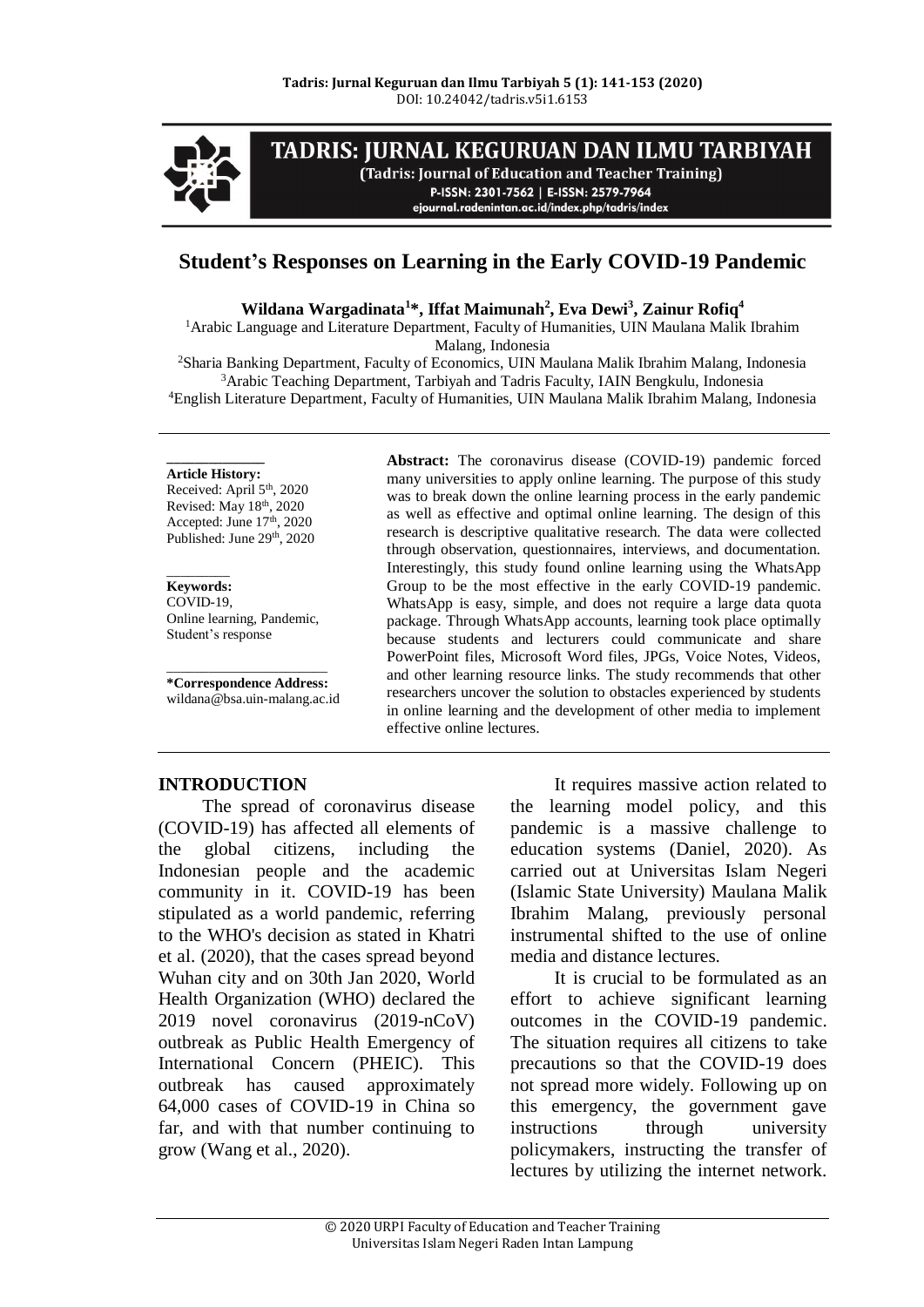# Student's Responses on Learning in the Early COVID-19 Pandemic

**Wildana Wargadinata[1]*, Iffat Maimunah[2], Eva Dewi[3], Zainur Rofiq[4]**

[1]Arabic Language and Literature Department, Faculty of Humanities, UIN Maulana Malik Ibrahim Malang, Indonesia
[2]Sharia Banking Department, Faculty of Economics, UIN Maulana Malik Ibrahim Malang, Indonesia
[3]Arabic Teaching Department, Tarbiyah and Tadris Faculty, IAIN Bengkulu, Indonesia
[4]English Literature Department, Faculty of Humanities, UIN Maulana Malik Ibrahim Malang, Indonesia

**Article History:**
Received: April 5th, 2020
Revised: May 18th, 2020
Accepted: June 17th, 2020
Published: June 29th, 2020

**Keywords:**
COVID-19,
Online learning, Pandemic,
Student's response

**\*Correspondence Address:**
wildana@bsa.uin-malang.ac.id

**Abstract:** The coronavirus disease (COVID-19) pandemic forced many universities to apply online learning. The purpose of this study was to break down the online learning process in the early pandemic as well as effective and optimal online learning. The design of this research is descriptive qualitative research. The data were collected through observation, questionnaires, interviews, and documentation. Interestingly, this study found online learning using the WhatsApp Group to be the most effective in the early COVID-19 pandemic. WhatsApp is easy, simple, and does not require a large data quota package. Through WhatsApp accounts, learning took place optimally because students and lecturers could communicate and share PowerPoint files, Microsoft Word files, JPGs, Voice Notes, Videos, and other learning resource links. The study recommends that other researchers uncover the solution to obstacles experienced by students in online learning and the development of other media to implement effective online lectures.

## INTRODUCTION

The spread of coronavirus disease (COVID-19) has affected all elements of the global citizens, including the Indonesian people and the academic community in it. COVID-19 has been stipulated as a world pandemic, referring to the WHO's decision as stated in Khatri et al. (2020), that the cases spread beyond Wuhan city and on 30th Jan 2020, World Health Organization (WHO) declared the 2019 novel coronavirus (2019-nCoV) outbreak as Public Health Emergency of International Concern (PHEIC). This outbreak has caused approximately 64,000 cases of COVID-19 in China so far, and with that number continuing to grow (Wang et al., 2020).

It requires massive action related to the learning model policy, and this pandemic is a massive challenge to education systems (Daniel, 2020). As carried out at Universitas Islam Negeri (Islamic State University) Maulana Malik Ibrahim Malang, previously personal instrumental shifted to the use of online media and distance lectures.

It is crucial to be formulated as an effort to achieve significant learning outcomes in the COVID-19 pandemic. The situation requires all citizens to take precautions so that the COVID-19 does not spread more widely. Following up on this emergency, the government gave instructions through university policymakers, instructing the transfer of lectures by utilizing the internet network.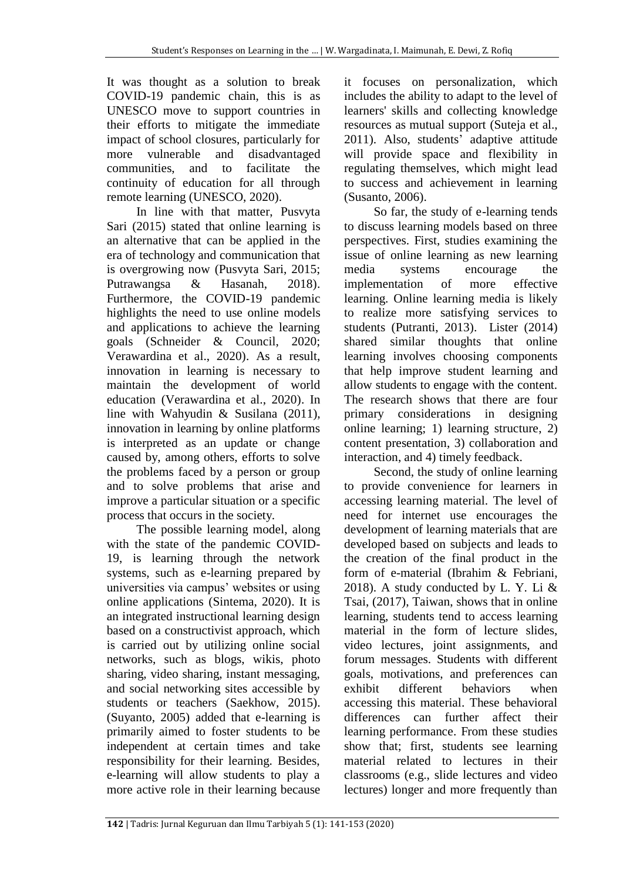It was thought as a solution to break COVID-19 pandemic chain, this is as UNESCO move to support countries in their efforts to mitigate the immediate impact of school closures, particularly for more vulnerable and disadvantaged communities, and to facilitate the continuity of education for all through remote learning (UNESCO, 2020).

In line with that matter, Pusvyta Sari (2015) stated that online learning is an alternative that can be applied in the era of technology and communication that is overgrowing now (Pusvyta Sari, 2015; Putrawangsa & Hasanah, 2018). Furthermore, the COVID-19 pandemic highlights the need to use online models and applications to achieve the learning goals (Schneider & Council, 2020; Verawardina et al., 2020). As a result, innovation in learning is necessary to maintain the development of world education (Verawardina et al., 2020). In line with Wahyudin & Susilana (2011), innovation in learning by online platforms is interpreted as an update or change caused by, among others, efforts to solve the problems faced by a person or group and to solve problems that arise and improve a particular situation or a specific process that occurs in the society.

The possible learning model, along with the state of the pandemic COVID-19, is learning through the network systems, such as e-learning prepared by universities via campus' websites or using online applications (Sintema, 2020). It is an integrated instructional learning design based on a constructivist approach, which is carried out by utilizing online social networks, such as blogs, wikis, photo sharing, video sharing, instant messaging, and social networking sites accessible by students or teachers (Saekhow, 2015). (Suyanto, 2005) added that e-learning is primarily aimed to foster students to be independent at certain times and take responsibility for their learning. Besides, e-learning will allow students to play a more active role in their learning because it focuses on personalization, which includes the ability to adapt to the level of learners' skills and collecting knowledge resources as mutual support (Suteja et al., 2011). Also, students' adaptive attitude will provide space and flexibility in regulating themselves, which might lead to success and achievement in learning (Susanto, 2006).

So far, the study of e-learning tends to discuss learning models based on three perspectives. First, studies examining the issue of online learning as new learning media systems encourage the implementation of more effective learning. Online learning media is likely to realize more satisfying services to students (Putranti, 2013). Lister (2014) shared similar thoughts that online learning involves choosing components that help improve student learning and allow students to engage with the content. The research shows that there are four primary considerations in designing online learning; 1) learning structure, 2) content presentation, 3) collaboration and interaction, and 4) timely feedback.

Second, the study of online learning to provide convenience for learners in accessing learning material. The level of need for internet use encourages the development of learning materials that are developed based on subjects and leads to the creation of the final product in the form of e-material (Ibrahim & Febriani, 2018). A study conducted by L. Y. Li & Tsai, (2017), Taiwan, shows that in online learning, students tend to access learning material in the form of lecture slides, video lectures, joint assignments, and forum messages. Students with different goals, motivations, and preferences can exhibit different behaviors when accessing this material. These behavioral differences can further affect their learning performance. From these studies show that; first, students see learning material related to lectures in their classrooms (e.g., slide lectures and video lectures) longer and more frequently than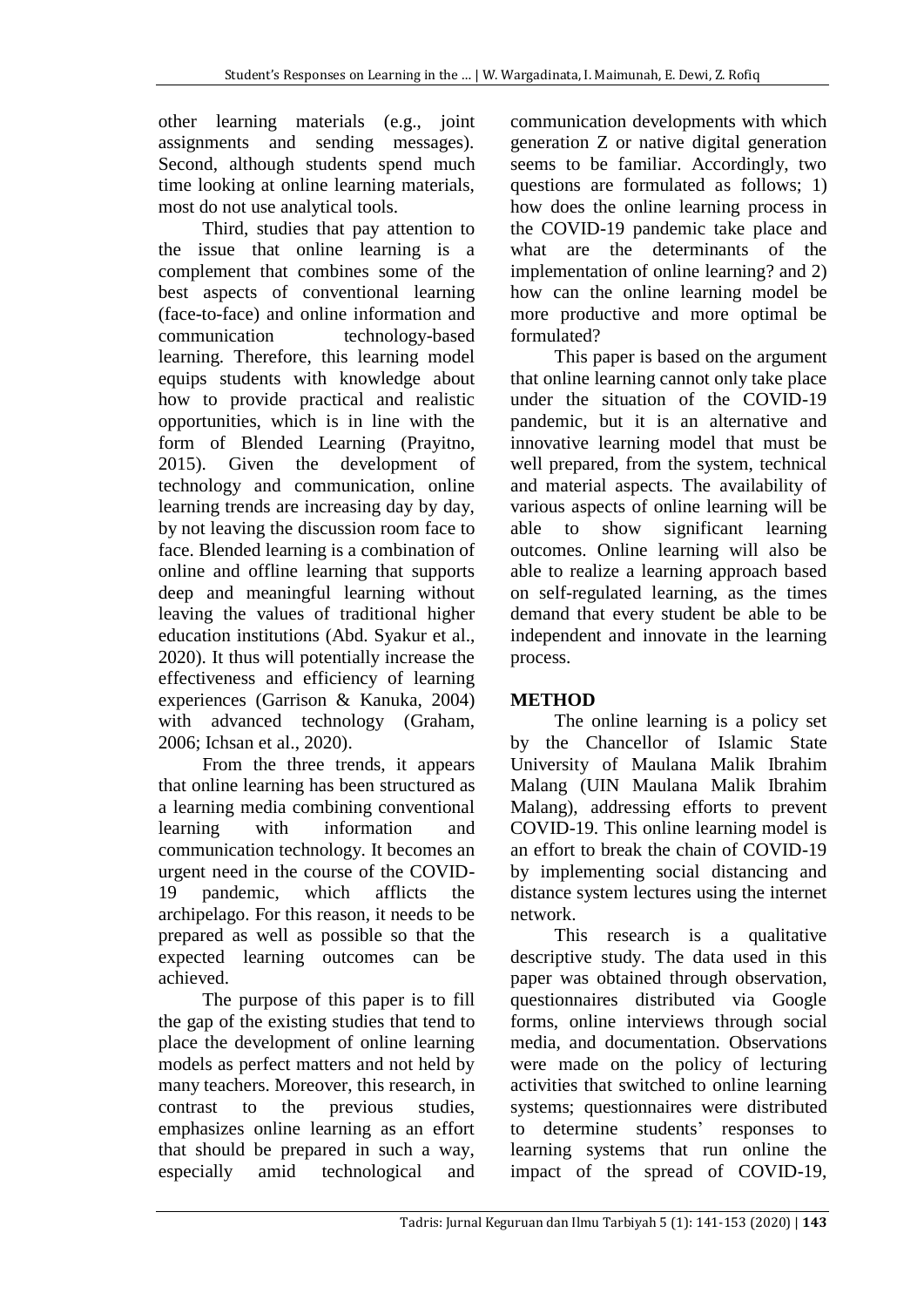other learning materials (e.g., joint assignments and sending messages). Second, although students spend much time looking at online learning materials, most do not use analytical tools.

Third, studies that pay attention to the issue that online learning is a complement that combines some of the best aspects of conventional learning (face-to-face) and online information and communication technology-based learning. Therefore, this learning model equips students with knowledge about how to provide practical and realistic opportunities, which is in line with the form of Blended Learning (Prayitno, 2015). Given the development of technology and communication, online learning trends are increasing day by day, by not leaving the discussion room face to face. Blended learning is a combination of online and offline learning that supports deep and meaningful learning without leaving the values of traditional higher education institutions (Abd. Syakur et al., 2020). It thus will potentially increase the effectiveness and efficiency of learning experiences (Garrison & Kanuka, 2004) with advanced technology (Graham, 2006; Ichsan et al., 2020).

From the three trends, it appears that online learning has been structured as a learning media combining conventional learning with information and communication technology. It becomes an urgent need in the course of the COVID-19 pandemic, which afflicts the archipelago. For this reason, it needs to be prepared as well as possible so that the expected learning outcomes can be achieved.

The purpose of this paper is to fill the gap of the existing studies that tend to place the development of online learning models as perfect matters and not held by many teachers. Moreover, this research, in contrast to the previous studies, emphasizes online learning as an effort that should be prepared in such a way, especially amid technological and communication developments with which generation Z or native digital generation seems to be familiar. Accordingly, two questions are formulated as follows; 1) how does the online learning process in the COVID-19 pandemic take place and what are the determinants of the implementation of online learning? and 2) how can the online learning model be more productive and more optimal be formulated?

This paper is based on the argument that online learning cannot only take place under the situation of the COVID-19 pandemic, but it is an alternative and innovative learning model that must be well prepared, from the system, technical and material aspects. The availability of various aspects of online learning will be able to show significant learning outcomes. Online learning will also be able to realize a learning approach based on self-regulated learning, as the times demand that every student be able to be independent and innovate in the learning process.

## METHOD

The online learning is a policy set by the Chancellor of Islamic State University of Maulana Malik Ibrahim Malang (UIN Maulana Malik Ibrahim Malang), addressing efforts to prevent COVID-19. This online learning model is an effort to break the chain of COVID-19 by implementing social distancing and distance system lectures using the internet network.

This research is a qualitative descriptive study. The data used in this paper was obtained through observation, questionnaires distributed via Google forms, online interviews through social media, and documentation. Observations were made on the policy of lecturing activities that switched to online learning systems; questionnaires were distributed to determine students' responses to learning systems that run online the impact of the spread of COVID-19,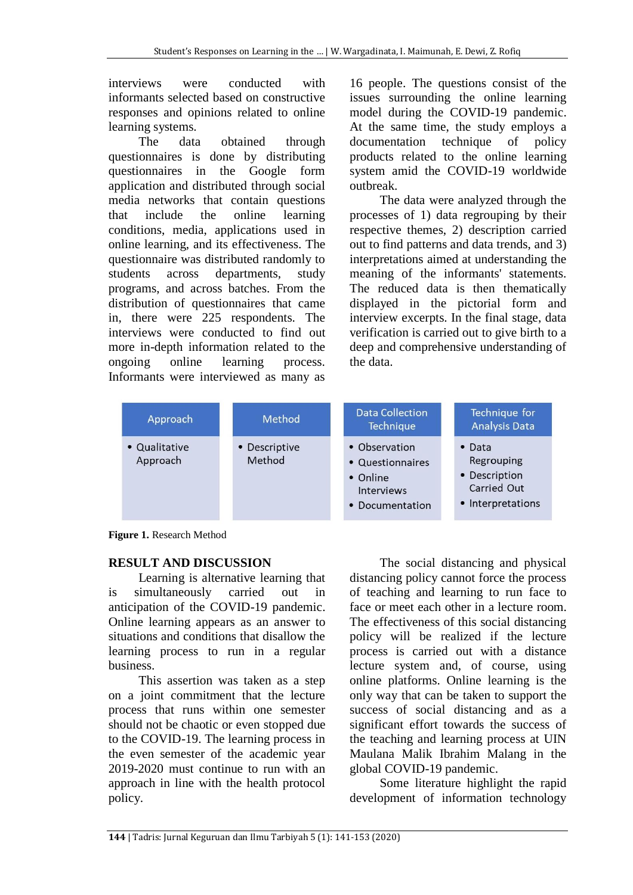interviews were conducted with informants selected based on constructive responses and opinions related to online learning systems.

The data obtained through questionnaires is done by distributing questionnaires in the Google form application and distributed through social media networks that contain questions that include the online learning conditions, media, applications used in online learning, and its effectiveness. The questionnaire was distributed randomly to students across departments, study programs, and across batches. From the distribution of questionnaires that came in, there were 225 respondents. The interviews were conducted to find out more in-depth information related to the ongoing online learning process. Informants were interviewed as many as 16 people. The questions consist of the issues surrounding the online learning model during the COVID-19 pandemic. At the same time, the study employs a documentation technique of policy products related to the online learning system amid the COVID-19 worldwide outbreak.

The data were analyzed through the processes of 1) data regrouping by their respective themes, 2) description carried out to find patterns and data trends, and 3) interpretations aimed at understanding the meaning of the informants' statements. The reduced data is then thematically displayed in the pictorial form and interview excerpts. In the final stage, data verification is carried out to give birth to a deep and comprehensive understanding of the data.

| Approach | Method | Data Collection Technique | Technique for Analysis Data |
|---|---|---|---|
| • Qualitative Approach | • Descriptive Method | • Observation<br>• Questionnaires<br>• Online Interviews<br>• Documentation | • Data Regrouping<br>• Description Carried Out<br>• Interpretations |

**Figure 1.** Research Method

## RESULT AND DISCUSSION

Learning is alternative learning that is simultaneously carried out in anticipation of the COVID-19 pandemic. Online learning appears as an answer to situations and conditions that disallow the learning process to run in a regular business.

This assertion was taken as a step on a joint commitment that the lecture process that runs within one semester should not be chaotic or even stopped due to the COVID-19. The learning process in the even semester of the academic year 2019-2020 must continue to run with an approach in line with the health protocol policy.

The social distancing and physical distancing policy cannot force the process of teaching and learning to run face to face or meet each other in a lecture room. The effectiveness of this social distancing policy will be realized if the lecture process is carried out with a distance lecture system and, of course, using online platforms. Online learning is the only way that can be taken to support the success of social distancing and as a significant effort towards the success of the teaching and learning process at UIN Maulana Malik Ibrahim Malang in the global COVID-19 pandemic.

Some literature highlight the rapid development of information technology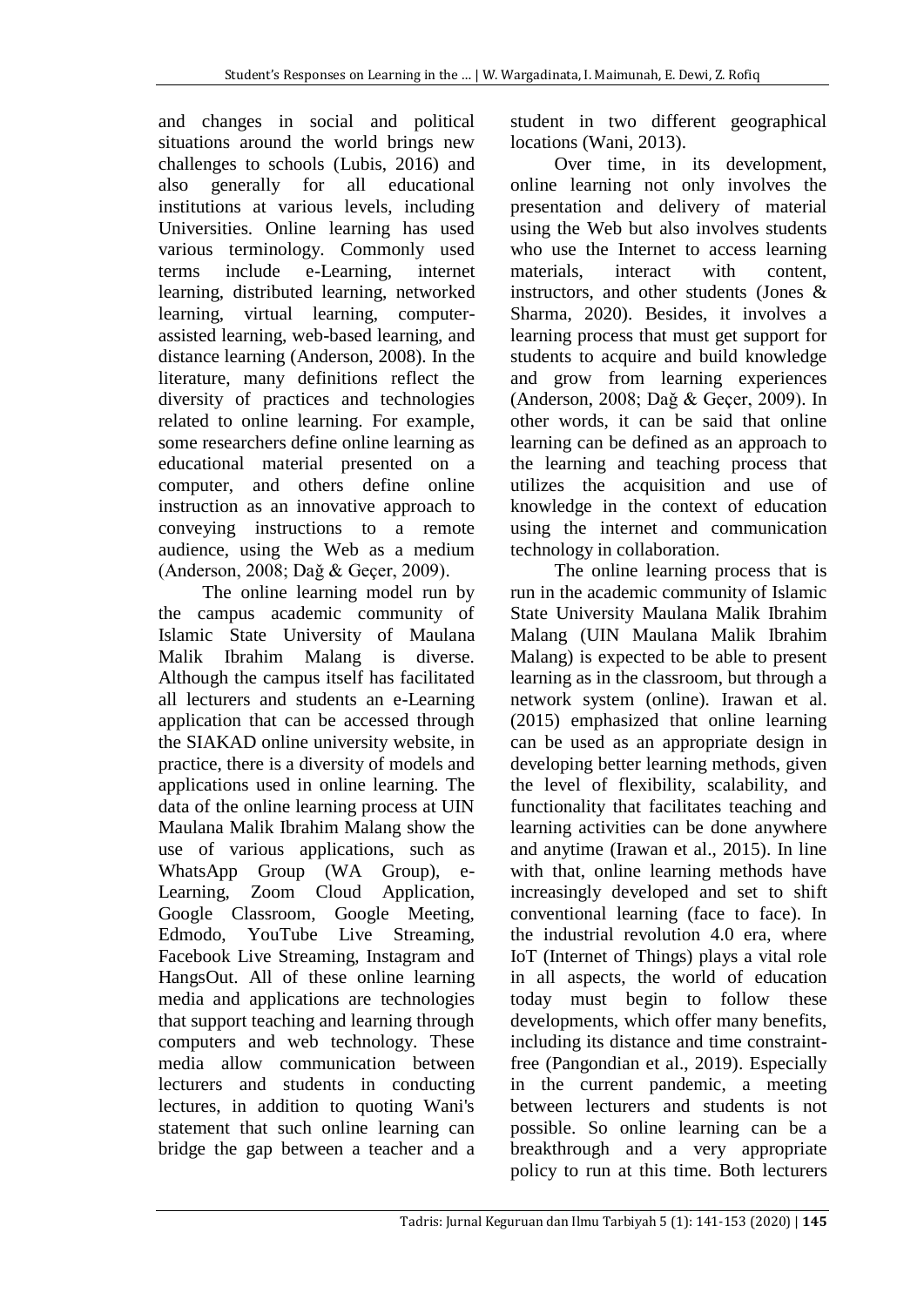and changes in social and political situations around the world brings new challenges to schools (Lubis, 2016) and also generally for all educational institutions at various levels, including Universities. Online learning has used various terminology. Commonly used terms include e-Learning, internet learning, distributed learning, networked learning, virtual learning, computer-assisted learning, web-based learning, and distance learning (Anderson, 2008). In the literature, many definitions reflect the diversity of practices and technologies related to online learning. For example, some researchers define online learning as educational material presented on a computer, and others define online instruction as an innovative approach to conveying instructions to a remote audience, using the Web as a medium (Anderson, 2008; Dağ & Geçer, 2009).

The online learning model run by the campus academic community of Islamic State University of Maulana Malik Ibrahim Malang is diverse. Although the campus itself has facilitated all lecturers and students an e-Learning application that can be accessed through the SIAKAD online university website, in practice, there is a diversity of models and applications used in online learning. The data of the online learning process at UIN Maulana Malik Ibrahim Malang show the use of various applications, such as WhatsApp Group (WA Group), e-Learning, Zoom Cloud Application, Google Classroom, Google Meeting, Edmodo, YouTube Live Streaming, Facebook Live Streaming, Instagram and HangsOut. All of these online learning media and applications are technologies that support teaching and learning through computers and web technology. These media allow communication between lecturers and students in conducting lectures, in addition to quoting Wani's statement that such online learning can bridge the gap between a teacher and a student in two different geographical locations (Wani, 2013).

Over time, in its development, online learning not only involves the presentation and delivery of material using the Web but also involves students who use the Internet to access learning materials, interact with content, instructors, and other students (Jones & Sharma, 2020). Besides, it involves a learning process that must get support for students to acquire and build knowledge and grow from learning experiences (Anderson, 2008; Dağ & Geçer, 2009). In other words, it can be said that online learning can be defined as an approach to the learning and teaching process that utilizes the acquisition and use of knowledge in the context of education using the internet and communication technology in collaboration.

The online learning process that is run in the academic community of Islamic State University Maulana Malik Ibrahim Malang (UIN Maulana Malik Ibrahim Malang) is expected to be able to present learning as in the classroom, but through a network system (online). Irawan et al. (2015) emphasized that online learning can be used as an appropriate design in developing better learning methods, given the level of flexibility, scalability, and functionality that facilitates teaching and learning activities can be done anywhere and anytime (Irawan et al., 2015). In line with that, online learning methods have increasingly developed and set to shift conventional learning (face to face). In the industrial revolution 4.0 era, where IoT (Internet of Things) plays a vital role in all aspects, the world of education today must begin to follow these developments, which offer many benefits, including its distance and time constraint-free (Pangondian et al., 2019). Especially in the current pandemic, a meeting between lecturers and students is not possible. So online learning can be a breakthrough and a very appropriate policy to run at this time. Both lecturers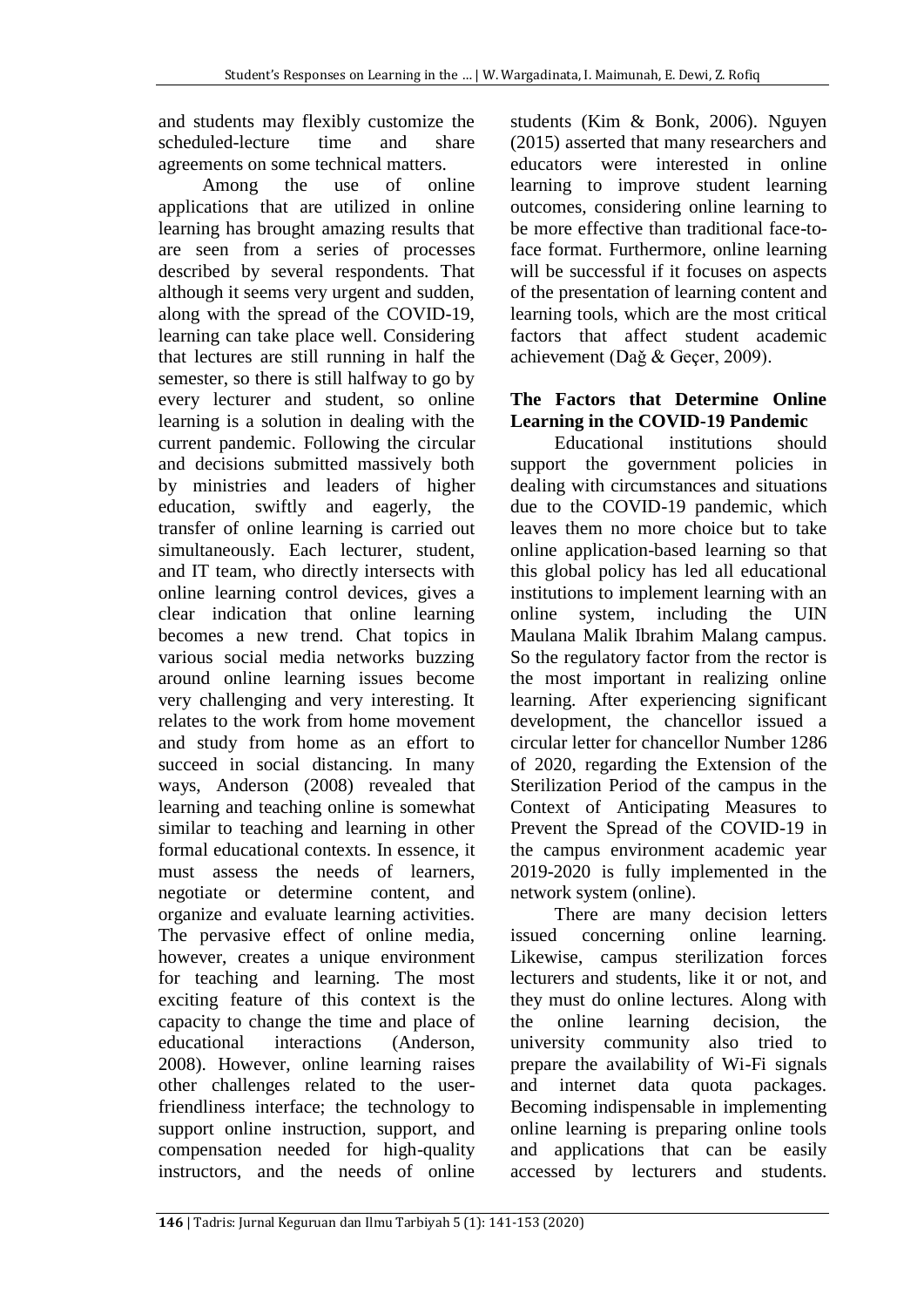and students may flexibly customize the scheduled-lecture time and share agreements on some technical matters.

Among the use of online applications that are utilized in online learning has brought amazing results that are seen from a series of processes described by several respondents. That although it seems very urgent and sudden, along with the spread of the COVID-19, learning can take place well. Considering that lectures are still running in half the semester, so there is still halfway to go by every lecturer and student, so online learning is a solution in dealing with the current pandemic. Following the circular and decisions submitted massively both by ministries and leaders of higher education, swiftly and eagerly, the transfer of online learning is carried out simultaneously. Each lecturer, student, and IT team, who directly intersects with online learning control devices, gives a clear indication that online learning becomes a new trend. Chat topics in various social media networks buzzing around online learning issues become very challenging and very interesting. It relates to the work from home movement and study from home as an effort to succeed in social distancing. In many ways, Anderson (2008) revealed that learning and teaching online is somewhat similar to teaching and learning in other formal educational contexts. In essence, it must assess the needs of learners, negotiate or determine content, and organize and evaluate learning activities. The pervasive effect of online media, however, creates a unique environment for teaching and learning. The most exciting feature of this context is the capacity to change the time and place of educational interactions (Anderson, 2008). However, online learning raises other challenges related to the user-friendliness interface; the technology to support online instruction, support, and compensation needed for high-quality instructors, and the needs of online students (Kim & Bonk, 2006). Nguyen (2015) asserted that many researchers and educators were interested in online learning to improve student learning outcomes, considering online learning to be more effective than traditional face-to-face format. Furthermore, online learning will be successful if it focuses on aspects of the presentation of learning content and learning tools, which are the most critical factors that affect student academic achievement (Dağ & Geçer, 2009).

**The Factors that Determine Online Learning in the COVID-19 Pandemic**

Educational institutions should support the government policies in dealing with circumstances and situations due to the COVID-19 pandemic, which leaves them no more choice but to take online application-based learning so that this global policy has led all educational institutions to implement learning with an online system, including the UIN Maulana Malik Ibrahim Malang campus. So the regulatory factor from the rector is the most important in realizing online learning. After experiencing significant development, the chancellor issued a circular letter for chancellor Number 1286 of 2020, regarding the Extension of the Sterilization Period of the campus in the Context of Anticipating Measures to Prevent the Spread of the COVID-19 in the campus environment academic year 2019-2020 is fully implemented in the network system (online).

There are many decision letters issued concerning online learning. Likewise, campus sterilization forces lecturers and students, like it or not, and they must do online lectures. Along with the online learning decision, the university community also tried to prepare the availability of Wi-Fi signals and internet data quota packages. Becoming indispensable in implementing online learning is preparing online tools and applications that can be easily accessed by lecturers and students.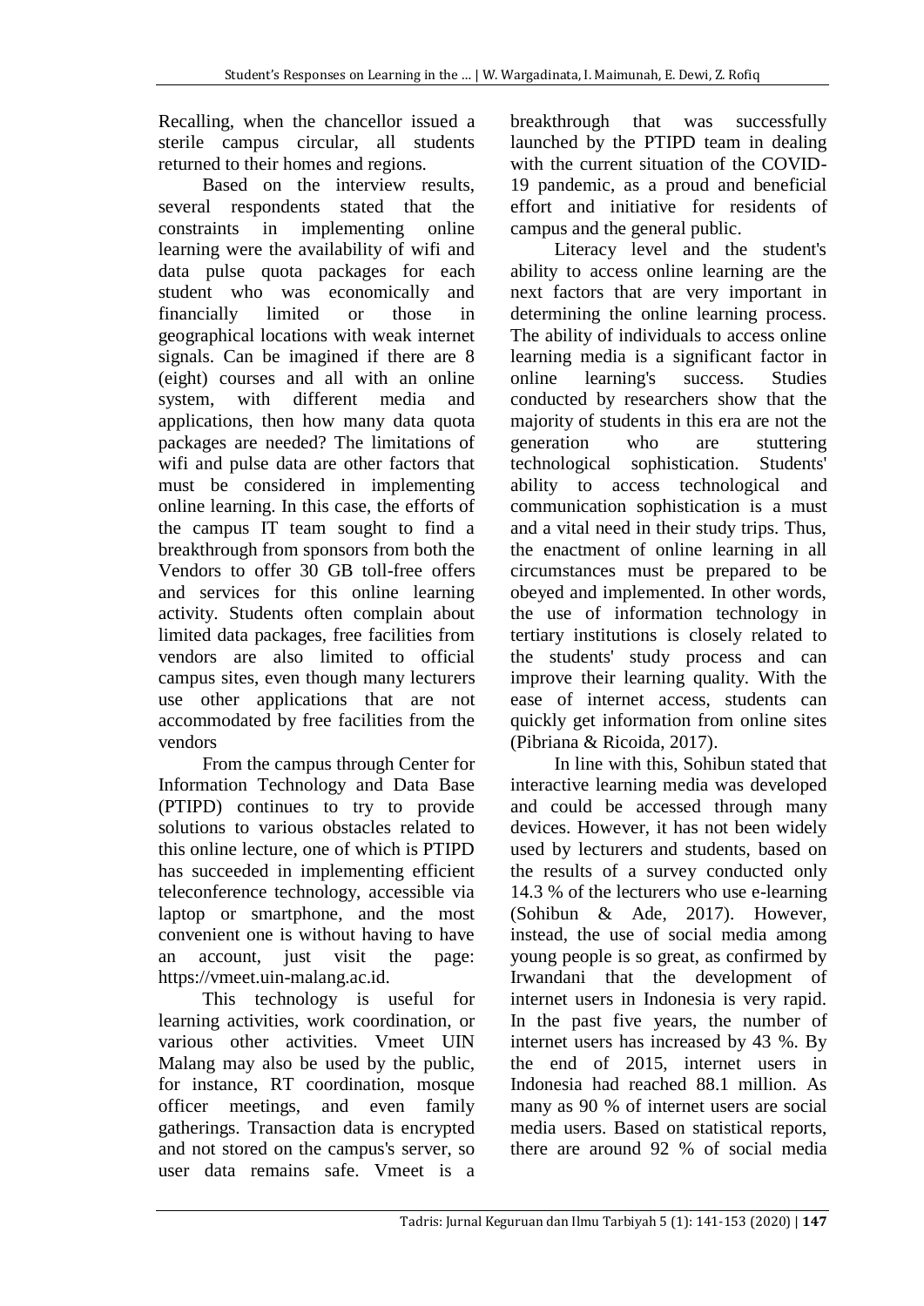Recalling, when the chancellor issued a sterile campus circular, all students returned to their homes and regions.

Based on the interview results, several respondents stated that the constraints in implementing online learning were the availability of wifi and data pulse quota packages for each student who was economically and financially limited or those in geographical locations with weak internet signals. Can be imagined if there are 8 (eight) courses and all with an online system, with different media and applications, then how many data quota packages are needed? The limitations of wifi and pulse data are other factors that must be considered in implementing online learning. In this case, the efforts of the campus IT team sought to find a breakthrough from sponsors from both the Vendors to offer 30 GB toll-free offers and services for this online learning activity. Students often complain about limited data packages, free facilities from vendors are also limited to official campus sites, even though many lecturers use other applications that are not accommodated by free facilities from the vendors

From the campus through Center for Information Technology and Data Base (PTIPD) continues to try to provide solutions to various obstacles related to this online lecture, one of which is PTIPD has succeeded in implementing efficient teleconference technology, accessible via laptop or smartphone, and the most convenient one is without having to have an account, just visit the page: https://vmeet.uin-malang.ac.id.

This technology is useful for learning activities, work coordination, or various other activities. Vmeet UIN Malang may also be used by the public, for instance, RT coordination, mosque officer meetings, and even family gatherings. Transaction data is encrypted and not stored on the campus's server, so user data remains safe. Vmeet is a breakthrough that was successfully launched by the PTIPD team in dealing with the current situation of the COVID-19 pandemic, as a proud and beneficial effort and initiative for residents of campus and the general public.

Literacy level and the student's ability to access online learning are the next factors that are very important in determining the online learning process. The ability of individuals to access online learning media is a significant factor in online learning's success. Studies conducted by researchers show that the majority of students in this era are not the generation who are stuttering technological sophistication. Students' ability to access technological and communication sophistication is a must and a vital need in their study trips. Thus, the enactment of online learning in all circumstances must be prepared to be obeyed and implemented. In other words, the use of information technology in tertiary institutions is closely related to the students' study process and can improve their learning quality. With the ease of internet access, students can quickly get information from online sites (Pibriana & Ricoida, 2017).

In line with this, Sohibun stated that interactive learning media was developed and could be accessed through many devices. However, it has not been widely used by lecturers and students, based on the results of a survey conducted only 14.3 % of the lecturers who use e-learning (Sohibun & Ade, 2017). However, instead, the use of social media among young people is so great, as confirmed by Irwandani that the development of internet users in Indonesia is very rapid. In the past five years, the number of internet users has increased by 43 %. By the end of 2015, internet users in Indonesia had reached 88.1 million. As many as 90 % of internet users are social media users. Based on statistical reports, there are around 92 % of social media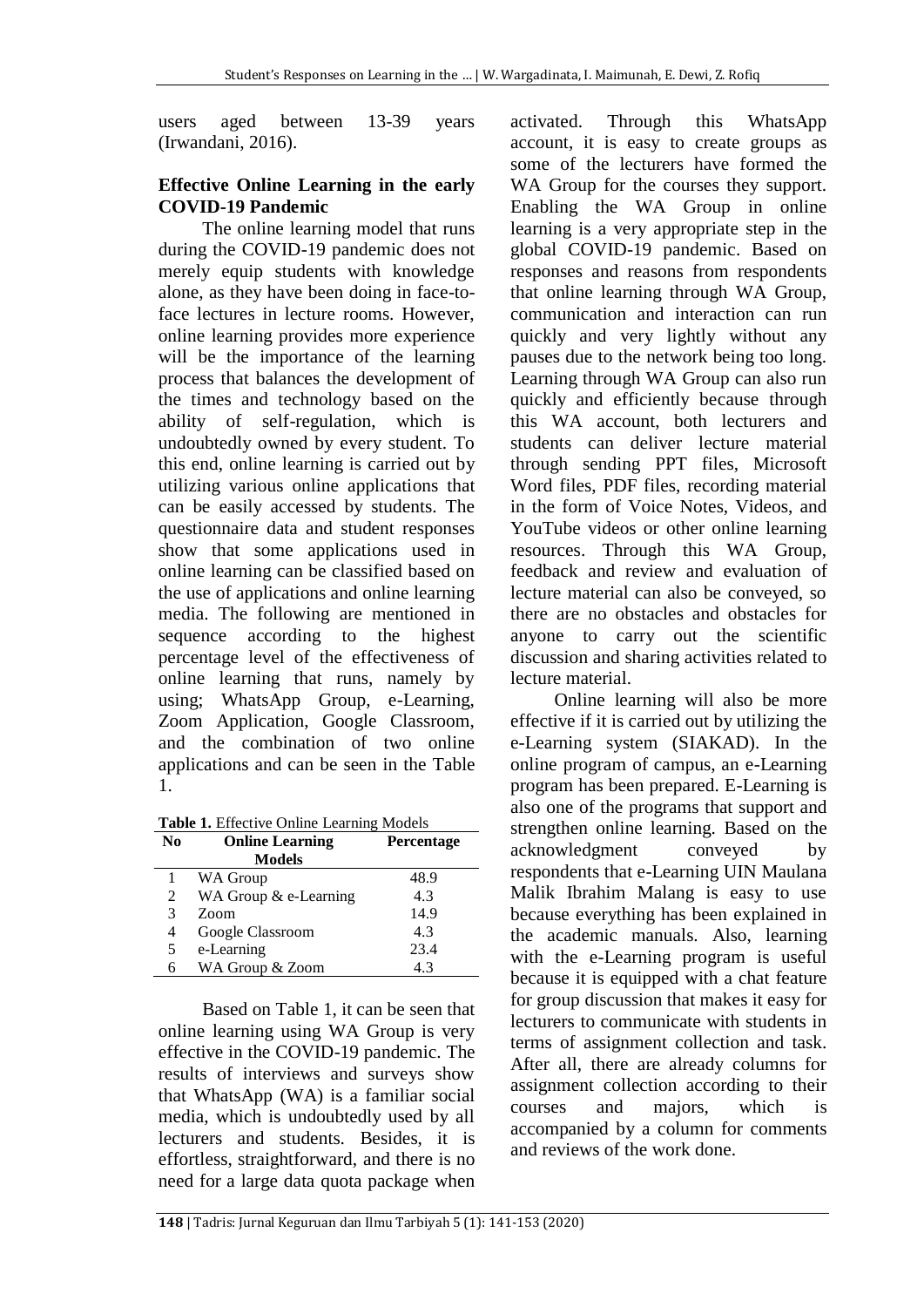users aged between 13-39 years (Irwandani, 2016).

## Effective Online Learning in the early COVID-19 Pandemic

The online learning model that runs during the COVID-19 pandemic does not merely equip students with knowledge alone, as they have been doing in face-to-face lectures in lecture rooms. However, online learning provides more experience will be the importance of the learning process that balances the development of the times and technology based on the ability of self-regulation, which is undoubtedly owned by every student. To this end, online learning is carried out by utilizing various online applications that can be easily accessed by students. The questionnaire data and student responses show that some applications used in online learning can be classified based on the use of applications and online learning media. The following are mentioned in sequence according to the highest percentage level of the effectiveness of online learning that runs, namely by using; WhatsApp Group, e-Learning, Zoom Application, Google Classroom, and the combination of two online applications and can be seen in the Table 1.

**Table 1.** Effective Online Learning Models

| No | Online Learning Models | Percentage |
|---|---|---|
| 1 | WA Group | 48.9 |
| 2 | WA Group & e-Learning | 4.3 |
| 3 | Zoom | 14.9 |
| 4 | Google Classroom | 4.3 |
| 5 | e-Learning | 23.4 |
| 6 | WA Group & Zoom | 4.3 |

Based on Table 1, it can be seen that online learning using WA Group is very effective in the COVID-19 pandemic. The results of interviews and surveys show that WhatsApp (WA) is a familiar social media, which is undoubtedly used by all lecturers and students. Besides, it is effortless, straightforward, and there is no need for a large data quota package when activated. Through this WhatsApp account, it is easy to create groups as some of the lecturers have formed the WA Group for the courses they support. Enabling the WA Group in online learning is a very appropriate step in the global COVID-19 pandemic. Based on responses and reasons from respondents that online learning through WA Group, communication and interaction can run quickly and very lightly without any pauses due to the network being too long. Learning through WA Group can also run quickly and efficiently because through this WA account, both lecturers and students can deliver lecture material through sending PPT files, Microsoft Word files, PDF files, recording material in the form of Voice Notes, Videos, and YouTube videos or other online learning resources. Through this WA Group, feedback and review and evaluation of lecture material can also be conveyed, so there are no obstacles and obstacles for anyone to carry out the scientific discussion and sharing activities related to lecture material.

Online learning will also be more effective if it is carried out by utilizing the e-Learning system (SIAKAD). In the online program of campus, an e-Learning program has been prepared. E-Learning is also one of the programs that support and strengthen online learning. Based on the acknowledgment conveyed by respondents that e-Learning UIN Maulana Malik Ibrahim Malang is easy to use because everything has been explained in the academic manuals. Also, learning with the e-Learning program is useful because it is equipped with a chat feature for group discussion that makes it easy for lecturers to communicate with students in terms of assignment collection and task. After all, there are already columns for assignment collection according to their courses and majors, which is accompanied by a column for comments and reviews of the work done.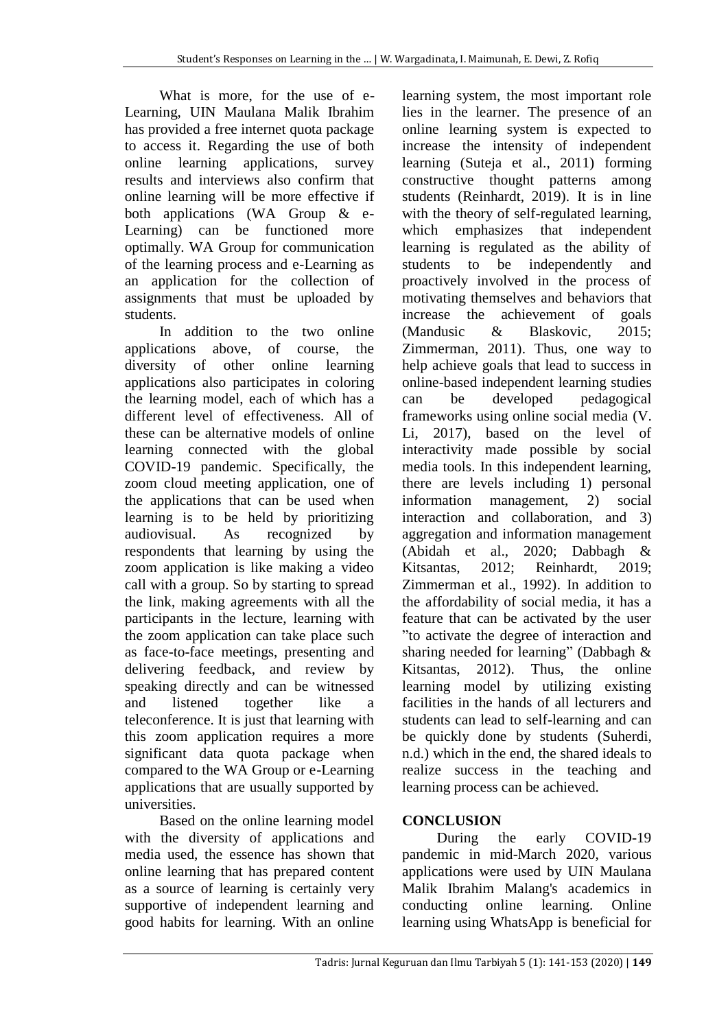What is more, for the use of e-Learning, UIN Maulana Malik Ibrahim has provided a free internet quota package to access it. Regarding the use of both online learning applications, survey results and interviews also confirm that online learning will be more effective if both applications (WA Group & e-Learning) can be functioned more optimally. WA Group for communication of the learning process and e-Learning as an application for the collection of assignments that must be uploaded by students.

In addition to the two online applications above, of course, the diversity of other online learning applications also participates in coloring the learning model, each of which has a different level of effectiveness. All of these can be alternative models of online learning connected with the global COVID-19 pandemic. Specifically, the zoom cloud meeting application, one of the applications that can be used when learning is to be held by prioritizing audiovisual. As recognized by respondents that learning by using the zoom application is like making a video call with a group. So by starting to spread the link, making agreements with all the participants in the lecture, learning with the zoom application can take place such as face-to-face meetings, presenting and delivering feedback, and review by speaking directly and can be witnessed and listened together like a teleconference. It is just that learning with this zoom application requires a more significant data quota package when compared to the WA Group or e-Learning applications that are usually supported by universities.

Based on the online learning model with the diversity of applications and media used, the essence has shown that online learning that has prepared content as a source of learning is certainly very supportive of independent learning and good habits for learning. With an online learning system, the most important role lies in the learner. The presence of an online learning system is expected to increase the intensity of independent learning (Suteja et al., 2011) forming constructive thought patterns among students (Reinhardt, 2019). It is in line with the theory of self-regulated learning, which emphasizes that independent learning is regulated as the ability of students to be independently and proactively involved in the process of motivating themselves and behaviors that increase the achievement of goals (Mandusic & Blaskovic, 2015; Zimmerman, 2011). Thus, one way to help achieve goals that lead to success in online-based independent learning studies can be developed pedagogical frameworks using online social media (V. Li, 2017), based on the level of interactivity made possible by social media tools. In this independent learning, there are levels including 1) personal information management, 2) social interaction and collaboration, and 3) aggregation and information management (Abidah et al., 2020; Dabbagh & Kitsantas, 2012; Reinhardt, 2019; Zimmerman et al., 1992). In addition to the affordability of social media, it has a feature that can be activated by the user "to activate the degree of interaction and sharing needed for learning" (Dabbagh & Kitsantas, 2012). Thus, the online learning model by utilizing existing facilities in the hands of all lecturers and students can lead to self-learning and can be quickly done by students (Suherdi, n.d.) which in the end, the shared ideals to realize success in the teaching and learning process can be achieved.

## CONCLUSION

During the early COVID-19 pandemic in mid-March 2020, various applications were used by UIN Maulana Malik Ibrahim Malang's academics in conducting online learning. Online learning using WhatsApp is beneficial for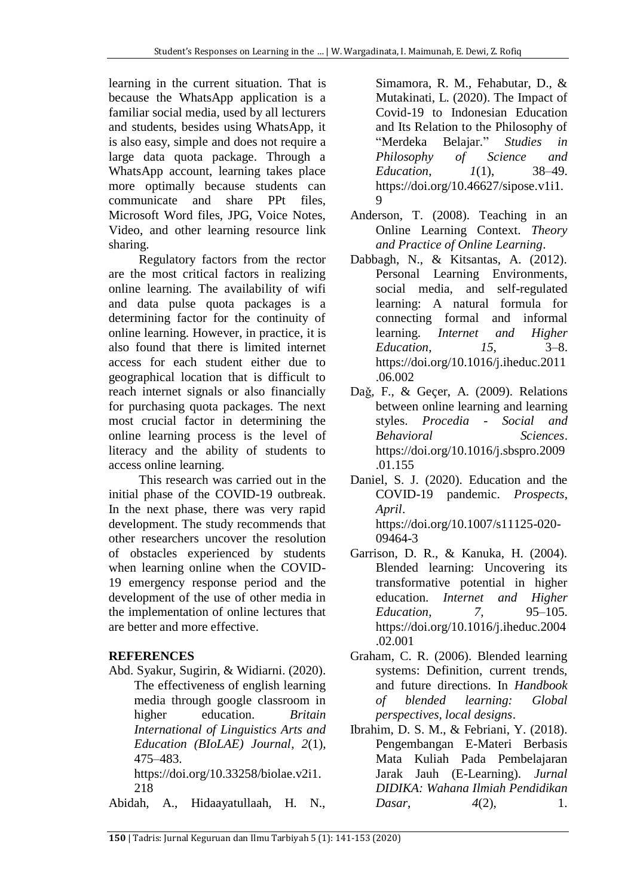learning in the current situation. That is because the WhatsApp application is a familiar social media, used by all lecturers and students, besides using WhatsApp, it is also easy, simple and does not require a large data quota package. Through a WhatsApp account, learning takes place more optimally because students can communicate and share PPt files, Microsoft Word files, JPG, Voice Notes, Video, and other learning resource link sharing.

Regulatory factors from the rector are the most critical factors in realizing online learning. The availability of wifi and data pulse quota packages is a determining factor for the continuity of online learning. However, in practice, it is also found that there is limited internet access for each student either due to geographical location that is difficult to reach internet signals or also financially for purchasing quota packages. The next most crucial factor in determining the online learning process is the level of literacy and the ability of students to access online learning.

This research was carried out in the initial phase of the COVID-19 outbreak. In the next phase, there was very rapid development. The study recommends that other researchers uncover the resolution of obstacles experienced by students when learning online when the COVID-19 emergency response period and the development of the use of other media in the implementation of online lectures that are better and more effective.

## REFERENCES

Abd. Syakur, Sugirin, & Widiarni. (2020). The effectiveness of english learning media through google classroom in higher education. *Britain International of Linguistics Arts and Education (BIoLAE) Journal*, *2*(1), 475–483. https://doi.org/10.33258/biolae.v2i1.218

Abidah, A., Hidaayatullaah, H. N., Simamora, R. M., Fehabutar, D., & Mutakinati, L. (2020). The Impact of Covid-19 to Indonesian Education and Its Relation to the Philosophy of "Merdeka Belajar." *Studies in Philosophy of Science and Education*, *1*(1), 38–49. https://doi.org/10.46627/sipose.v1i1.9

Anderson, T. (2008). Teaching in an Online Learning Context. *Theory and Practice of Online Learning*.

Dabbagh, N., & Kitsantas, A. (2012). Personal Learning Environments, social media, and self-regulated learning: A natural formula for connecting formal and informal learning. *Internet and Higher Education*, *15*, 3–8. https://doi.org/10.1016/j.iheduc.2011.06.002

Dağ, F., & Geçer, A. (2009). Relations between online learning and learning styles. *Procedia - Social and Behavioral Sciences*. https://doi.org/10.1016/j.sbspro.2009.01.155

Daniel, S. J. (2020). Education and the COVID-19 pandemic. *Prospects*, *April*. https://doi.org/10.1007/s11125-020-09464-3

Garrison, D. R., & Kanuka, H. (2004). Blended learning: Uncovering its transformative potential in higher education. *Internet and Higher Education*, *7*, 95–105. https://doi.org/10.1016/j.iheduc.2004.02.001

Graham, C. R. (2006). Blended learning systems: Definition, current trends, and future directions. In *Handbook of blended learning: Global perspectives, local designs*.

Ibrahim, D. S. M., & Febriani, Y. (2018). Pengembangan E-Materi Berbasis Mata Kuliah Pada Pembelajaran Jarak Jauh (E-Learning). *Jurnal DIDIKA: Wahana Ilmiah Pendidikan Dasar*, *4*(2), 1.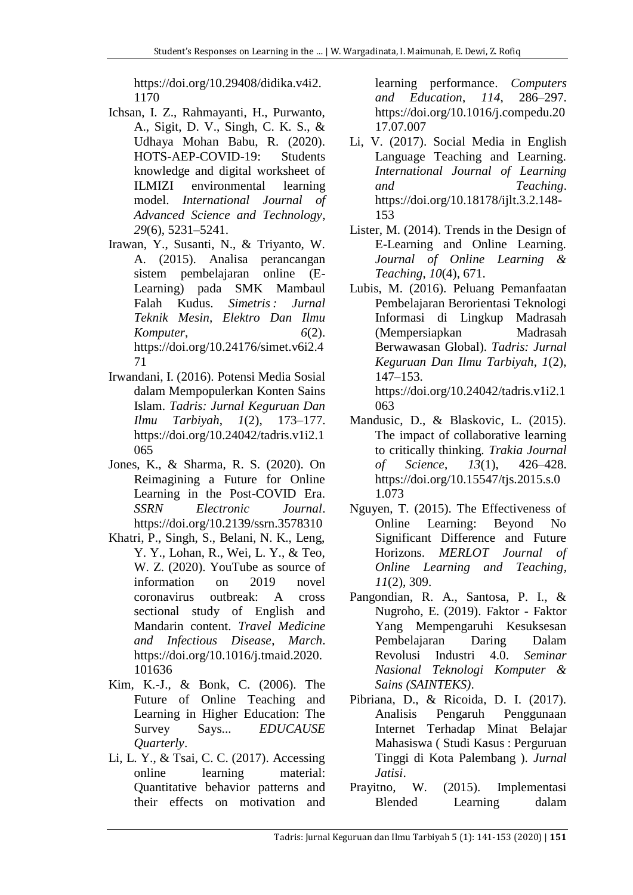https://doi.org/10.29408/didika.v4i2.1170

Ichsan, I. Z., Rahmayanti, H., Purwanto, A., Sigit, D. V., Singh, C. K. S., & Udhaya Mohan Babu, R. (2020). HOTS-AEP-COVID-19: Students knowledge and digital worksheet of ILMIZI environmental learning model. *International Journal of Advanced Science and Technology*, *29*(6), 5231–5241.

Irawan, Y., Susanti, N., & Triyanto, W. A. (2015). Analisa perancangan sistem pembelajaran online (E-Learning) pada SMK Mambaul Falah Kudus. *Simetris : Jurnal Teknik Mesin, Elektro Dan Ilmu Komputer*, *6*(2). https://doi.org/10.24176/simet.v6i2.471

Irwandani, I. (2016). Potensi Media Sosial dalam Mempopulerkan Konten Sains Islam. *Tadris: Jurnal Keguruan Dan Ilmu Tarbiyah*, *1*(2), 173–177. https://doi.org/10.24042/tadris.v1i2.1065

Jones, K., & Sharma, R. S. (2020). On Reimagining a Future for Online Learning in the Post-COVID Era. *SSRN Electronic Journal*. https://doi.org/10.2139/ssrn.3578310

Khatri, P., Singh, S., Belani, N. K., Leng, Y. Y., Lohan, R., Wei, L. Y., & Teo, W. Z. (2020). YouTube as source of information on 2019 novel coronavirus outbreak: A cross sectional study of English and Mandarin content. *Travel Medicine and Infectious Disease*, *March*. https://doi.org/10.1016/j.tmaid.2020.101636

Kim, K.-J., & Bonk, C. (2006). The Future of Online Teaching and Learning in Higher Education: The Survey Says... *EDUCAUSE Quarterly*.

Li, L. Y., & Tsai, C. C. (2017). Accessing online learning material: Quantitative behavior patterns and their effects on motivation and learning performance. *Computers and Education*, *114*, 286–297. https://doi.org/10.1016/j.compedu.2017.07.007

Li, V. (2017). Social Media in English Language Teaching and Learning. *International Journal of Learning and Teaching*. https://doi.org/10.18178/ijlt.3.2.148-153

Lister, M. (2014). Trends in the Design of E-Learning and Online Learning. *Journal of Online Learning & Teaching*, *10*(4), 671.

Lubis, M. (2016). Peluang Pemanfaatan Pembelajaran Berorientasi Teknologi Informasi di Lingkup Madrasah (Mempersiapkan Madrasah Berwawasan Global). *Tadris: Jurnal Keguruan Dan Ilmu Tarbiyah*, *1*(2), 147–153. https://doi.org/10.24042/tadris.v1i2.1063

Mandusic, D., & Blaskovic, L. (2015). The impact of collaborative learning to critically thinking. *Trakia Journal of Science*, *13*(1), 426–428. https://doi.org/10.15547/tjs.2015.s.01.073

Nguyen, T. (2015). The Effectiveness of Online Learning: Beyond No Significant Difference and Future Horizons. *MERLOT Journal of Online Learning and Teaching*, *11*(2), 309.

Pangondian, R. A., Santosa, P. I., & Nugroho, E. (2019). Faktor - Faktor Yang Mempengaruhi Kesuksesan Pembelajaran Daring Dalam Revolusi Industri 4.0. *Seminar Nasional Teknologi Komputer & Sains (SAINTEKS)*.

Pibriana, D., & Ricoida, D. I. (2017). Analisis Pengaruh Penggunaan Internet Terhadap Minat Belajar Mahasiswa ( Studi Kasus : Perguruan Tinggi di Kota Palembang ). *Jurnal Jatisi*.

Prayitno, W. (2015). Implementasi Blended Learning dalam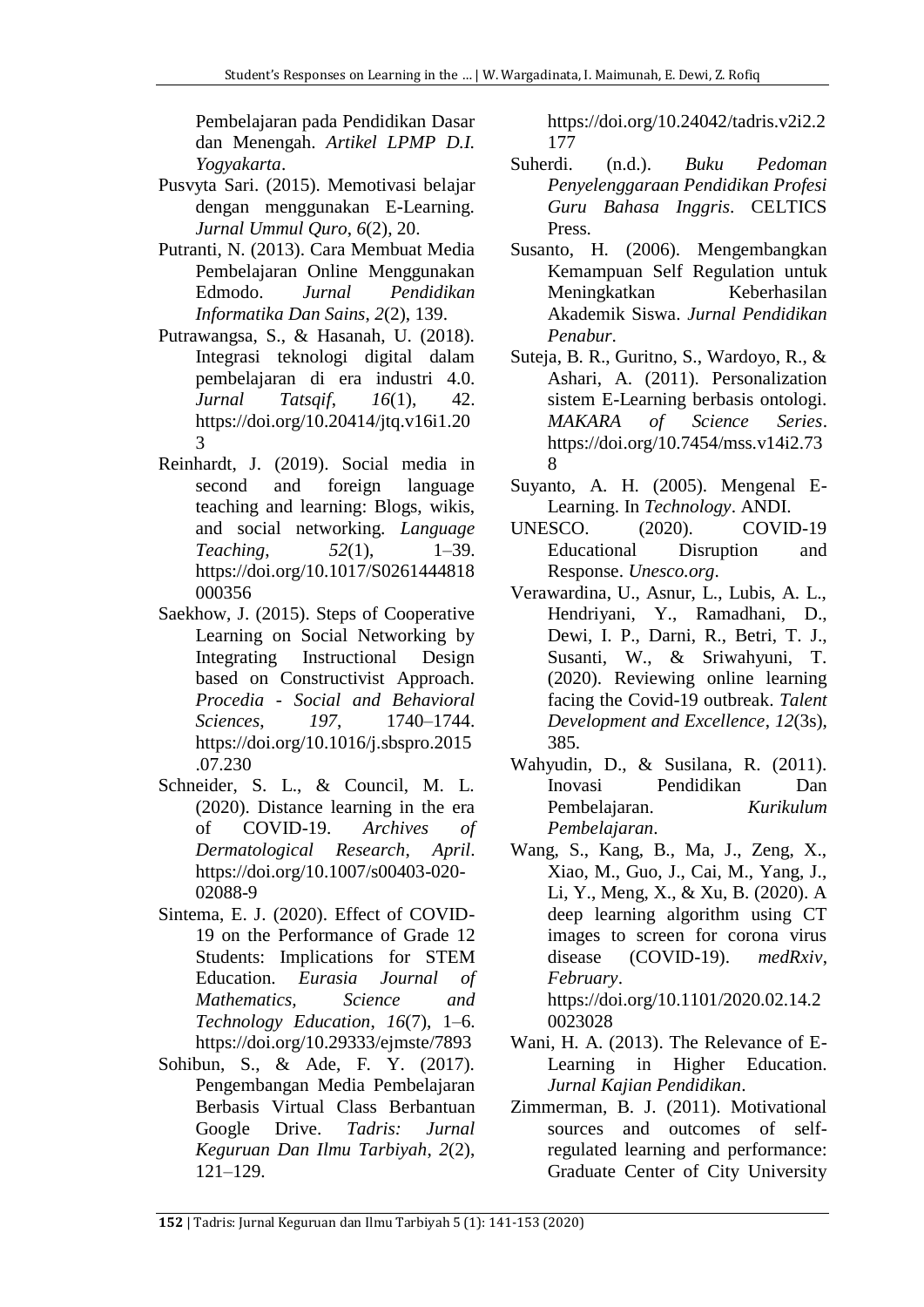Pembelajaran pada Pendidikan Dasar dan Menengah. *Artikel LPMP D.I. Yogyakarta*.

Pusvyta Sari. (2015). Memotivasi belajar dengan menggunakan E-Learning. *Jurnal Ummul Quro*, *6*(2), 20.

Putranti, N. (2013). Cara Membuat Media Pembelajaran Online Menggunakan Edmodo. *Jurnal Pendidikan Informatika Dan Sains*, *2*(2), 139.

Putrawangsa, S., & Hasanah, U. (2018). Integrasi teknologi digital dalam pembelajaran di era industri 4.0. *Jurnal Tatsqif*, *16*(1), 42. https://doi.org/10.20414/jtq.v16i1.203

Reinhardt, J. (2019). Social media in second and foreign language teaching and learning: Blogs, wikis, and social networking. *Language Teaching*, *52*(1), 1–39. https://doi.org/10.1017/S0261444818000356

Saekhow, J. (2015). Steps of Cooperative Learning on Social Networking by Integrating Instructional Design based on Constructivist Approach. *Procedia - Social and Behavioral Sciences*, *197*, 1740–1744. https://doi.org/10.1016/j.sbspro.2015.07.230

Schneider, S. L., & Council, M. L. (2020). Distance learning in the era of COVID-19. *Archives of Dermatological Research*, *April*. https://doi.org/10.1007/s00403-020-02088-9

Sintema, E. J. (2020). Effect of COVID-19 on the Performance of Grade 12 Students: Implications for STEM Education. *Eurasia Journal of Mathematics, Science and Technology Education*, *16*(7), 1–6. https://doi.org/10.29333/ejmste/7893

Sohibun, S., & Ade, F. Y. (2017). Pengembangan Media Pembelajaran Berbasis Virtual Class Berbantuan Google Drive. *Tadris: Jurnal Keguruan Dan Ilmu Tarbiyah*, *2*(2), 121–129. https://doi.org/10.24042/tadris.v2i2.2177

Suherdi. (n.d.). *Buku Pedoman Penyelenggaraan Pendidikan Profesi Guru Bahasa Inggris*. CELTICS Press.

Susanto, H. (2006). Mengembangkan Kemampuan Self Regulation untuk Meningkatkan Keberhasilan Akademik Siswa. *Jurnal Pendidikan Penabur*.

Suteja, B. R., Guritno, S., Wardoyo, R., & Ashari, A. (2011). Personalization sistem E-Learning berbasis ontologi. *MAKARA of Science Series*. https://doi.org/10.7454/mss.v14i2.738

Suyanto, A. H. (2005). Mengenal E-Learning. In *Technology*. ANDI.

UNESCO. (2020). COVID-19 Educational Disruption and Response. *Unesco.org*.

Verawardina, U., Asnur, L., Lubis, A. L., Hendriyani, Y., Ramadhani, D., Dewi, I. P., Darni, R., Betri, T. J., Susanti, W., & Sriwahyuni, T. (2020). Reviewing online learning facing the Covid-19 outbreak. *Talent Development and Excellence*, *12*(3s), 385.

Wahyudin, D., & Susilana, R. (2011). Inovasi Pendidikan Dan Pembelajaran. *Kurikulum Pembelajaran*.

Wang, S., Kang, B., Ma, J., Zeng, X., Xiao, M., Guo, J., Cai, M., Yang, J., Li, Y., Meng, X., & Xu, B. (2020). A deep learning algorithm using CT images to screen for corona virus disease (COVID-19). *medRxiv*, *February*. https://doi.org/10.1101/2020.02.14.20023028

Wani, H. A. (2013). The Relevance of E-Learning in Higher Education. *Jurnal Kajian Pendidikan*.

Zimmerman, B. J. (2011). Motivational sources and outcomes of self-regulated learning and performance: Graduate Center of City University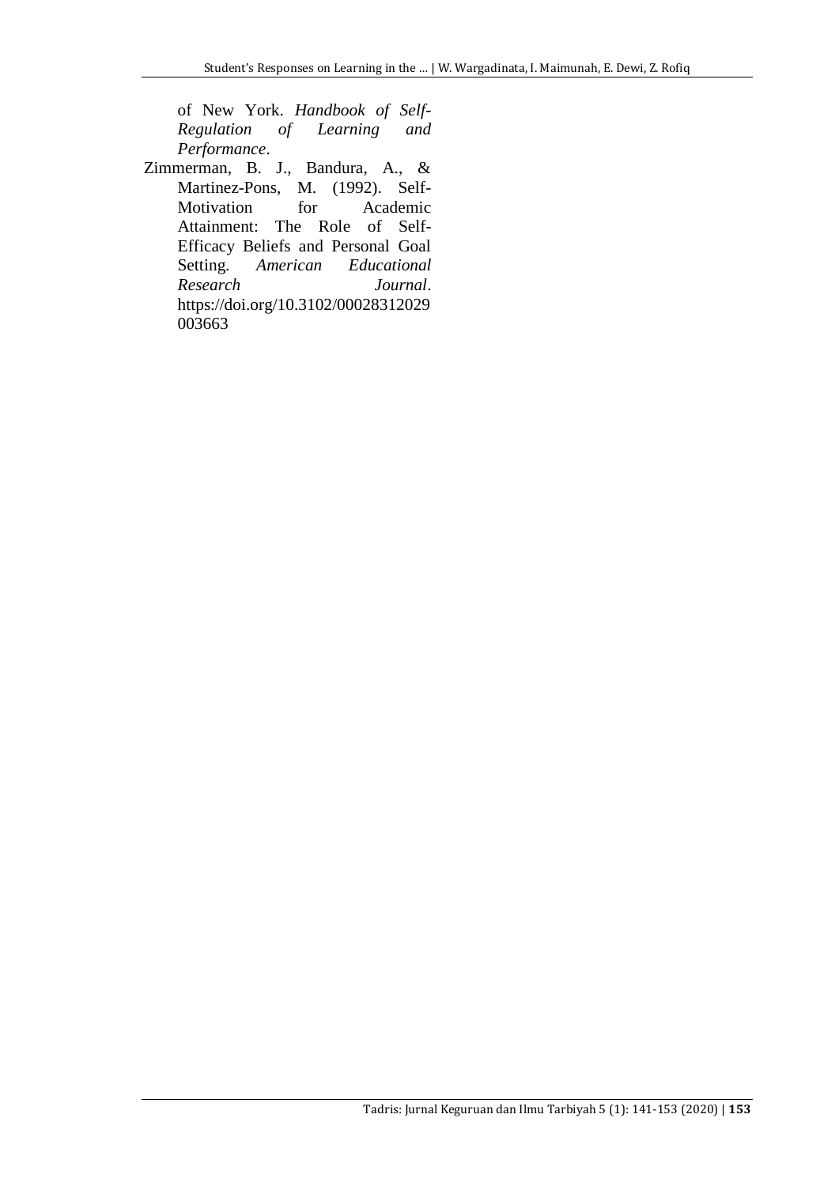of New York. *Handbook of Self-Regulation of Learning and Performance*.

Zimmerman, B. J., Bandura, A., & Martinez-Pons, M. (1992). Self-Motivation for Academic Attainment: The Role of Self-Efficacy Beliefs and Personal Goal Setting. *American Educational Research Journal*. https://doi.org/10.3102/00028312029003663